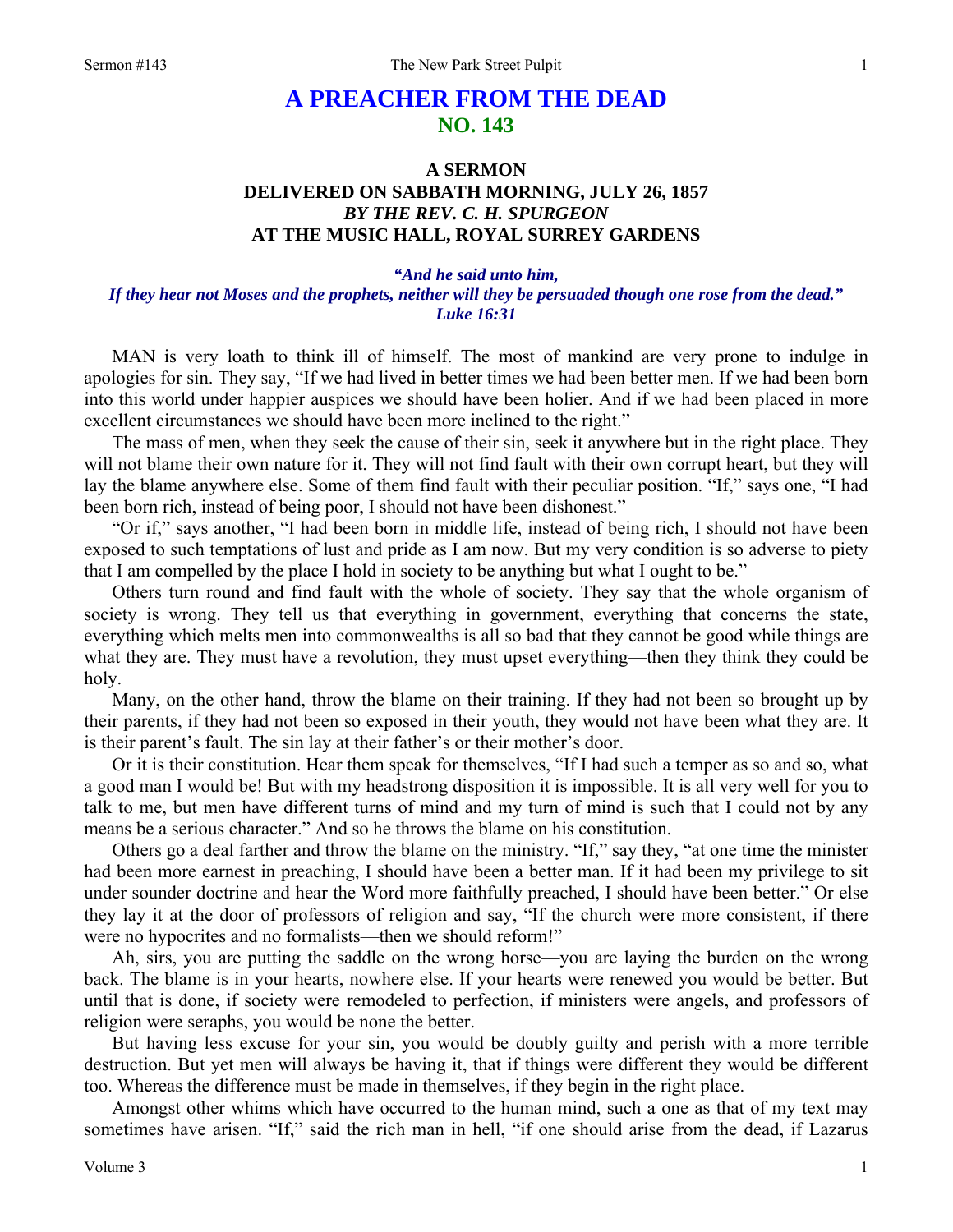# A PREACHER FROM THE DEAD
## NO. 143

### A SERMON
### DELIVERED ON SABBATH MORNING, JULY 26, 1857
### *BY THE REV. C. H. SPURGEON*
### AT THE MUSIC HALL, ROYAL SURREY GARDENS

***"And he said unto him,***
***If they hear not Moses and the prophets, neither will they be persuaded though one rose from the dead."***
***Luke 16:31***

MAN is very loath to think ill of himself. The most of mankind are very prone to indulge in apologies for sin. They say, "If we had lived in better times we had been better men. If we had been born into this world under happier auspices we should have been holier. And if we had been placed in more excellent circumstances we should have been more inclined to the right."

The mass of men, when they seek the cause of their sin, seek it anywhere but in the right place. They will not blame their own nature for it. They will not find fault with their own corrupt heart, but they will lay the blame anywhere else. Some of them find fault with their peculiar position. "If," says one, "I had been born rich, instead of being poor, I should not have been dishonest."

"Or if," says another, "I had been born in middle life, instead of being rich, I should not have been exposed to such temptations of lust and pride as I am now. But my very condition is so adverse to piety that I am compelled by the place I hold in society to be anything but what I ought to be."

Others turn round and find fault with the whole of society. They say that the whole organism of society is wrong. They tell us that everything in government, everything that concerns the state, everything which melts men into commonwealths is all so bad that they cannot be good while things are what they are. They must have a revolution, they must upset everything—then they think they could be holy.

Many, on the other hand, throw the blame on their training. If they had not been so brought up by their parents, if they had not been so exposed in their youth, they would not have been what they are. It is their parent's fault. The sin lay at their father's or their mother's door.

Or it is their constitution. Hear them speak for themselves, "If I had such a temper as so and so, what a good man I would be! But with my headstrong disposition it is impossible. It is all very well for you to talk to me, but men have different turns of mind and my turn of mind is such that I could not by any means be a serious character." And so he throws the blame on his constitution.

Others go a deal farther and throw the blame on the ministry. "If," say they, "at one time the minister had been more earnest in preaching, I should have been a better man. If it had been my privilege to sit under sounder doctrine and hear the Word more faithfully preached, I should have been better." Or else they lay it at the door of professors of religion and say, "If the church were more consistent, if there were no hypocrites and no formalists—then we should reform!"

Ah, sirs, you are putting the saddle on the wrong horse—you are laying the burden on the wrong back. The blame is in your hearts, nowhere else. If your hearts were renewed you would be better. But until that is done, if society were remodeled to perfection, if ministers were angels, and professors of religion were seraphs, you would be none the better.

But having less excuse for your sin, you would be doubly guilty and perish with a more terrible destruction. But yet men will always be having it, that if things were different they would be different too. Whereas the difference must be made in themselves, if they begin in the right place.

Amongst other whims which have occurred to the human mind, such a one as that of my text may sometimes have arisen. "If," said the rich man in hell, "if one should arise from the dead, if Lazarus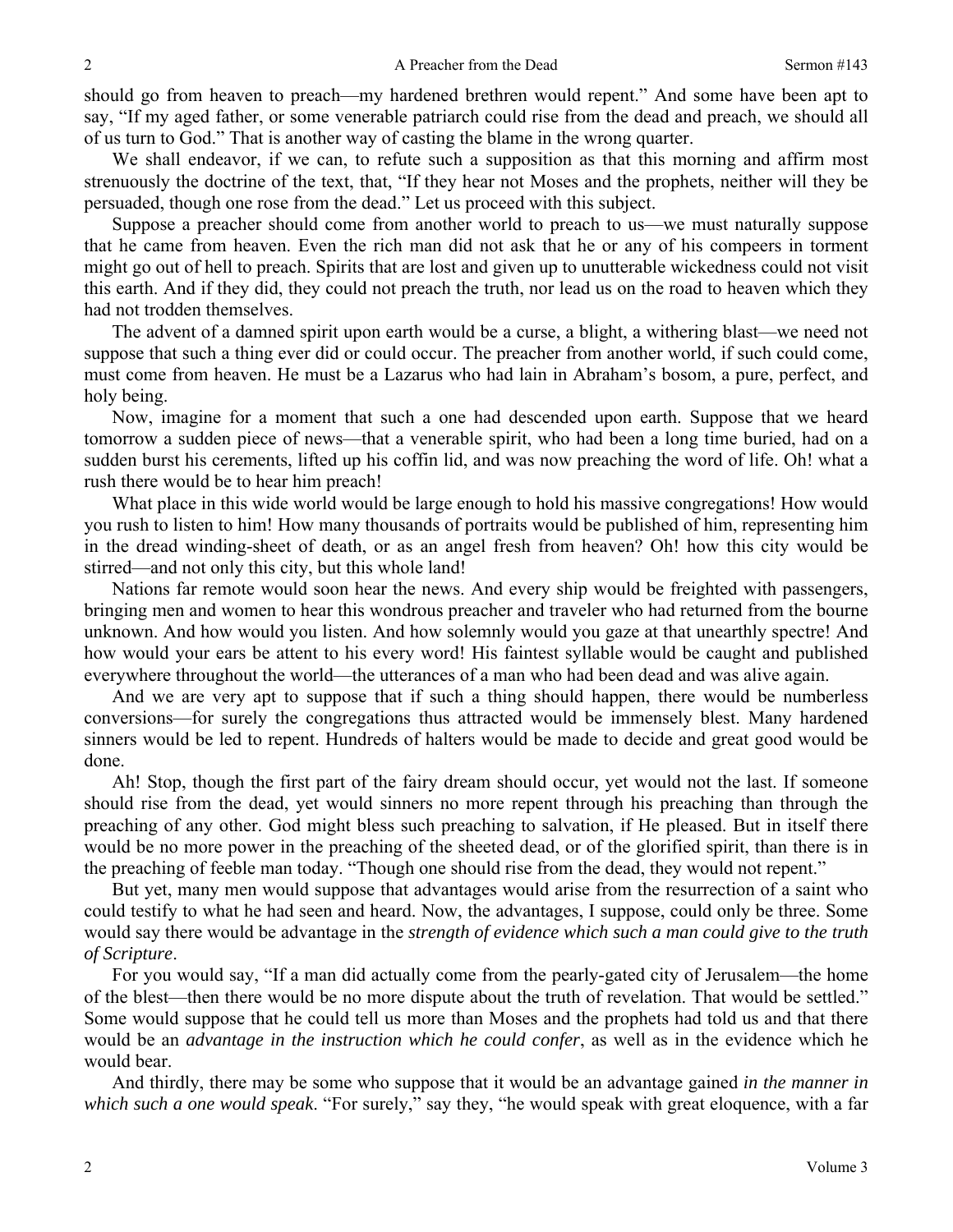should go from heaven to preach—my hardened brethren would repent." And some have been apt to say, "If my aged father, or some venerable patriarch could rise from the dead and preach, we should all of us turn to God." That is another way of casting the blame in the wrong quarter.

We shall endeavor, if we can, to refute such a supposition as that this morning and affirm most strenuously the doctrine of the text, that, "If they hear not Moses and the prophets, neither will they be persuaded, though one rose from the dead." Let us proceed with this subject.

Suppose a preacher should come from another world to preach to us—we must naturally suppose that he came from heaven. Even the rich man did not ask that he or any of his compeers in torment might go out of hell to preach. Spirits that are lost and given up to unutterable wickedness could not visit this earth. And if they did, they could not preach the truth, nor lead us on the road to heaven which they had not trodden themselves.

The advent of a damned spirit upon earth would be a curse, a blight, a withering blast—we need not suppose that such a thing ever did or could occur. The preacher from another world, if such could come, must come from heaven. He must be a Lazarus who had lain in Abraham's bosom, a pure, perfect, and holy being.

Now, imagine for a moment that such a one had descended upon earth. Suppose that we heard tomorrow a sudden piece of news—that a venerable spirit, who had been a long time buried, had on a sudden burst his cerements, lifted up his coffin lid, and was now preaching the word of life. Oh! what a rush there would be to hear him preach!

What place in this wide world would be large enough to hold his massive congregations! How would you rush to listen to him! How many thousands of portraits would be published of him, representing him in the dread winding-sheet of death, or as an angel fresh from heaven? Oh! how this city would be stirred—and not only this city, but this whole land!

Nations far remote would soon hear the news. And every ship would be freighted with passengers, bringing men and women to hear this wondrous preacher and traveler who had returned from the bourne unknown. And how would you listen. And how solemnly would you gaze at that unearthly spectre! And how would your ears be attent to his every word! His faintest syllable would be caught and published everywhere throughout the world—the utterances of a man who had been dead and was alive again.

And we are very apt to suppose that if such a thing should happen, there would be numberless conversions—for surely the congregations thus attracted would be immensely blest. Many hardened sinners would be led to repent. Hundreds of halters would be made to decide and great good would be done.

Ah! Stop, though the first part of the fairy dream should occur, yet would not the last. If someone should rise from the dead, yet would sinners no more repent through his preaching than through the preaching of any other. God might bless such preaching to salvation, if He pleased. But in itself there would be no more power in the preaching of the sheeted dead, or of the glorified spirit, than there is in the preaching of feeble man today. "Though one should rise from the dead, they would not repent."

But yet, many men would suppose that advantages would arise from the resurrection of a saint who could testify to what he had seen and heard. Now, the advantages, I suppose, could only be three. Some would say there would be advantage in the *strength of evidence which such a man could give to the truth of Scripture*.

For you would say, "If a man did actually come from the pearly-gated city of Jerusalem—the home of the blest—then there would be no more dispute about the truth of revelation. That would be settled." Some would suppose that he could tell us more than Moses and the prophets had told us and that there would be an *advantage in the instruction which he could confer*, as well as in the evidence which he would bear.

And thirdly, there may be some who suppose that it would be an advantage gained *in the manner in which such a one would speak*. "For surely," say they, "he would speak with great eloquence, with a far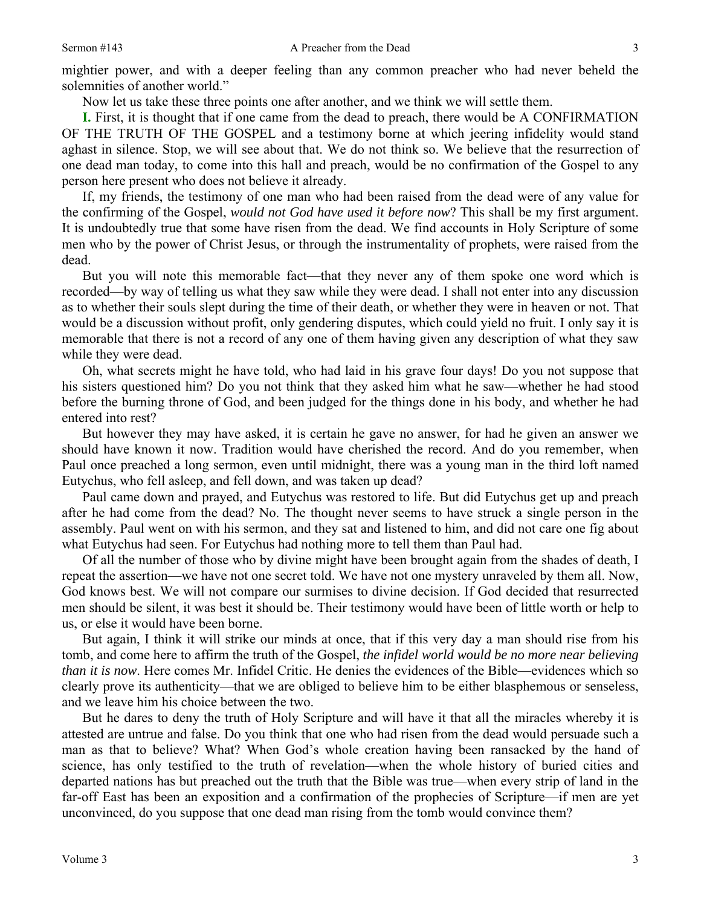mightier power, and with a deeper feeling than any common preacher who had never beheld the solemnities of another world."

Now let us take these three points one after another, and we think we will settle them.

**I.** First, it is thought that if one came from the dead to preach, there would be A CONFIRMATION OF THE TRUTH OF THE GOSPEL and a testimony borne at which jeering infidelity would stand aghast in silence. Stop, we will see about that. We do not think so. We believe that the resurrection of one dead man today, to come into this hall and preach, would be no confirmation of the Gospel to any person here present who does not believe it already.

If, my friends, the testimony of one man who had been raised from the dead were of any value for the confirming of the Gospel, *would not God have used it before now*? This shall be my first argument. It is undoubtedly true that some have risen from the dead. We find accounts in Holy Scripture of some men who by the power of Christ Jesus, or through the instrumentality of prophets, were raised from the dead.

But you will note this memorable fact—that they never any of them spoke one word which is recorded—by way of telling us what they saw while they were dead. I shall not enter into any discussion as to whether their souls slept during the time of their death, or whether they were in heaven or not. That would be a discussion without profit, only gendering disputes, which could yield no fruit. I only say it is memorable that there is not a record of any one of them having given any description of what they saw while they were dead.

Oh, what secrets might he have told, who had laid in his grave four days! Do you not suppose that his sisters questioned him? Do you not think that they asked him what he saw—whether he had stood before the burning throne of God, and been judged for the things done in his body, and whether he had entered into rest?

But however they may have asked, it is certain he gave no answer, for had he given an answer we should have known it now. Tradition would have cherished the record. And do you remember, when Paul once preached a long sermon, even until midnight, there was a young man in the third loft named Eutychus, who fell asleep, and fell down, and was taken up dead?

Paul came down and prayed, and Eutychus was restored to life. But did Eutychus get up and preach after he had come from the dead? No. The thought never seems to have struck a single person in the assembly. Paul went on with his sermon, and they sat and listened to him, and did not care one fig about what Eutychus had seen. For Eutychus had nothing more to tell them than Paul had.

Of all the number of those who by divine might have been brought again from the shades of death, I repeat the assertion—we have not one secret told. We have not one mystery unraveled by them all. Now, God knows best. We will not compare our surmises to divine decision. If God decided that resurrected men should be silent, it was best it should be. Their testimony would have been of little worth or help to us, or else it would have been borne.

But again, I think it will strike our minds at once, that if this very day a man should rise from his tomb, and come here to affirm the truth of the Gospel, *the infidel world would be no more near believing than it is now*. Here comes Mr. Infidel Critic. He denies the evidences of the Bible—evidences which so clearly prove its authenticity—that we are obliged to believe him to be either blasphemous or senseless, and we leave him his choice between the two.

But he dares to deny the truth of Holy Scripture and will have it that all the miracles whereby it is attested are untrue and false. Do you think that one who had risen from the dead would persuade such a man as that to believe? What? When God's whole creation having been ransacked by the hand of science, has only testified to the truth of revelation—when the whole history of buried cities and departed nations has but preached out the truth that the Bible was true—when every strip of land in the far-off East has been an exposition and a confirmation of the prophecies of Scripture—if men are yet unconvinced, do you suppose that one dead man rising from the tomb would convince them?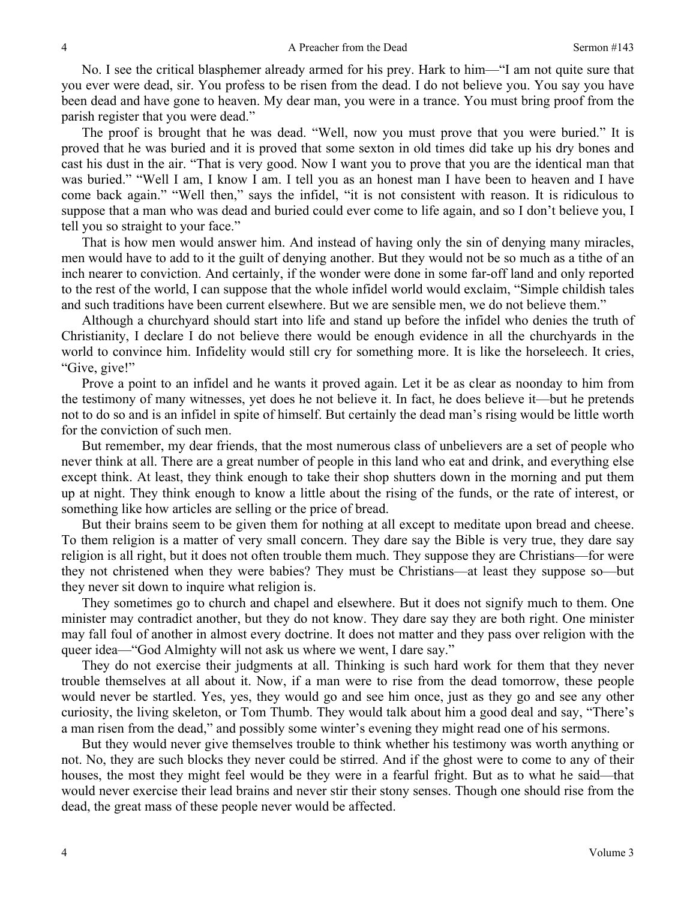No. I see the critical blasphemer already armed for his prey. Hark to him—"I am not quite sure that you ever were dead, sir. You profess to be risen from the dead. I do not believe you. You say you have been dead and have gone to heaven. My dear man, you were in a trance. You must bring proof from the parish register that you were dead."

The proof is brought that he was dead. "Well, now you must prove that you were buried." It is proved that he was buried and it is proved that some sexton in old times did take up his dry bones and cast his dust in the air. "That is very good. Now I want you to prove that you are the identical man that was buried." "Well I am, I know I am. I tell you as an honest man I have been to heaven and I have come back again." "Well then," says the infidel, "it is not consistent with reason. It is ridiculous to suppose that a man who was dead and buried could ever come to life again, and so I don't believe you, I tell you so straight to your face."

That is how men would answer him. And instead of having only the sin of denying many miracles, men would have to add to it the guilt of denying another. But they would not be so much as a tithe of an inch nearer to conviction. And certainly, if the wonder were done in some far-off land and only reported to the rest of the world, I can suppose that the whole infidel world would exclaim, "Simple childish tales and such traditions have been current elsewhere. But we are sensible men, we do not believe them."

Although a churchyard should start into life and stand up before the infidel who denies the truth of Christianity, I declare I do not believe there would be enough evidence in all the churchyards in the world to convince him. Infidelity would still cry for something more. It is like the horseleech. It cries, "Give, give!"

Prove a point to an infidel and he wants it proved again. Let it be as clear as noonday to him from the testimony of many witnesses, yet does he not believe it. In fact, he does believe it—but he pretends not to do so and is an infidel in spite of himself. But certainly the dead man's rising would be little worth for the conviction of such men.

But remember, my dear friends, that the most numerous class of unbelievers are a set of people who never think at all. There are a great number of people in this land who eat and drink, and everything else except think. At least, they think enough to take their shop shutters down in the morning and put them up at night. They think enough to know a little about the rising of the funds, or the rate of interest, or something like how articles are selling or the price of bread.

But their brains seem to be given them for nothing at all except to meditate upon bread and cheese. To them religion is a matter of very small concern. They dare say the Bible is very true, they dare say religion is all right, but it does not often trouble them much. They suppose they are Christians—for were they not christened when they were babies? They must be Christians—at least they suppose so—but they never sit down to inquire what religion is.

They sometimes go to church and chapel and elsewhere. But it does not signify much to them. One minister may contradict another, but they do not know. They dare say they are both right. One minister may fall foul of another in almost every doctrine. It does not matter and they pass over religion with the queer idea—"God Almighty will not ask us where we went, I dare say."

They do not exercise their judgments at all. Thinking is such hard work for them that they never trouble themselves at all about it. Now, if a man were to rise from the dead tomorrow, these people would never be startled. Yes, yes, they would go and see him once, just as they go and see any other curiosity, the living skeleton, or Tom Thumb. They would talk about him a good deal and say, "There's a man risen from the dead," and possibly some winter's evening they might read one of his sermons.

But they would never give themselves trouble to think whether his testimony was worth anything or not. No, they are such blocks they never could be stirred. And if the ghost were to come to any of their houses, the most they might feel would be they were in a fearful fright. But as to what he said—that would never exercise their lead brains and never stir their stony senses. Though one should rise from the dead, the great mass of these people never would be affected.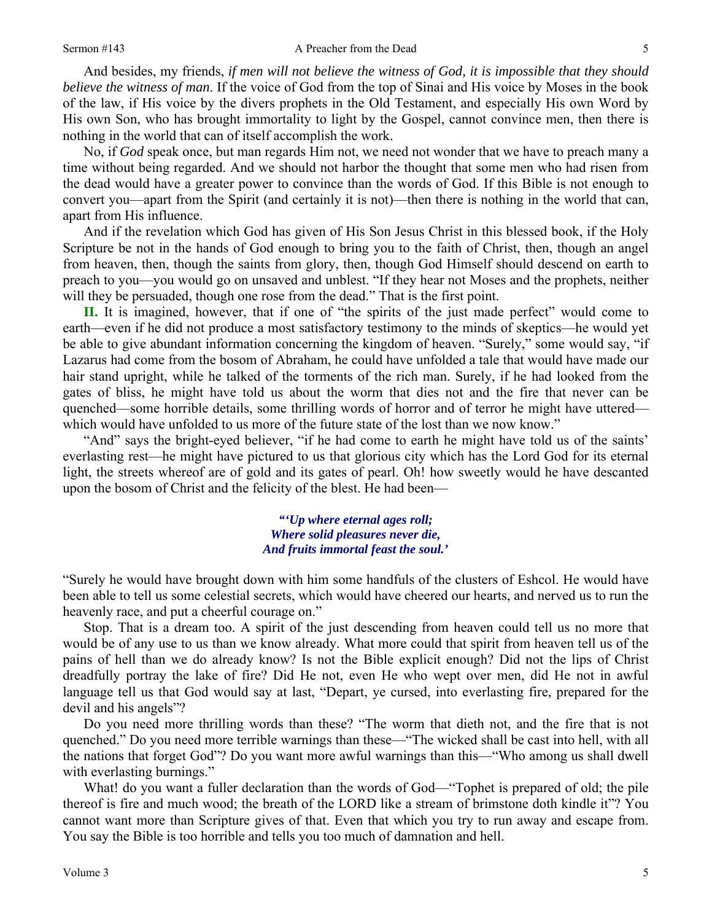And besides, my friends, *if men will not believe the witness of God, it is impossible that they should believe the witness of man*. If the voice of God from the top of Sinai and His voice by Moses in the book of the law, if His voice by the divers prophets in the Old Testament, and especially His own Word by His own Son, who has brought immortality to light by the Gospel, cannot convince men, then there is nothing in the world that can of itself accomplish the work.

No, if *God* speak once, but man regards Him not, we need not wonder that we have to preach many a time without being regarded. And we should not harbor the thought that some men who had risen from the dead would have a greater power to convince than the words of God. If this Bible is not enough to convert you—apart from the Spirit (and certainly it is not)—then there is nothing in the world that can, apart from His influence.

And if the revelation which God has given of His Son Jesus Christ in this blessed book, if the Holy Scripture be not in the hands of God enough to bring you to the faith of Christ, then, though an angel from heaven, then, though the saints from glory, then, though God Himself should descend on earth to preach to you—you would go on unsaved and unblest. "If they hear not Moses and the prophets, neither will they be persuaded, though one rose from the dead." That is the first point.

**II.** It is imagined, however, that if one of "the spirits of the just made perfect" would come to earth—even if he did not produce a most satisfactory testimony to the minds of skeptics—he would yet be able to give abundant information concerning the kingdom of heaven. "Surely," some would say, "if Lazarus had come from the bosom of Abraham, he could have unfolded a tale that would have made our hair stand upright, while he talked of the torments of the rich man. Surely, if he had looked from the gates of bliss, he might have told us about the worm that dies not and the fire that never can be quenched—some horrible details, some thrilling words of horror and of terror he might have uttered—which would have unfolded to us more of the future state of the lost than we now know."

"And" says the bright-eyed believer, "if he had come to earth he might have told us of the saints' everlasting rest—he might have pictured to us that glorious city which has the Lord God for its eternal light, the streets whereof are of gold and its gates of pearl. Oh! how sweetly would he have descanted upon the bosom of Christ and the felicity of the blest. He had been—

> ***"'Up where eternal ages roll;***
> ***Where solid pleasures never die,***
> ***And fruits immortal feast the soul.'***

"Surely he would have brought down with him some handfuls of the clusters of Eshcol. He would have been able to tell us some celestial secrets, which would have cheered our hearts, and nerved us to run the heavenly race, and put a cheerful courage on."

Stop. That is a dream too. A spirit of the just descending from heaven could tell us no more that would be of any use to us than we know already. What more could that spirit from heaven tell us of the pains of hell than we do already know? Is not the Bible explicit enough? Did not the lips of Christ dreadfully portray the lake of fire? Did He not, even He who wept over men, did He not in awful language tell us that God would say at last, "Depart, ye cursed, into everlasting fire, prepared for the devil and his angels"?

Do you need more thrilling words than these? "The worm that dieth not, and the fire that is not quenched." Do you need more terrible warnings than these—"The wicked shall be cast into hell, with all the nations that forget God"? Do you want more awful warnings than this—"Who among us shall dwell with everlasting burnings."

What! do you want a fuller declaration than the words of God—"Tophet is prepared of old; the pile thereof is fire and much wood; the breath of the LORD like a stream of brimstone doth kindle it"? You cannot want more than Scripture gives of that. Even that which you try to run away and escape from. You say the Bible is too horrible and tells you too much of damnation and hell.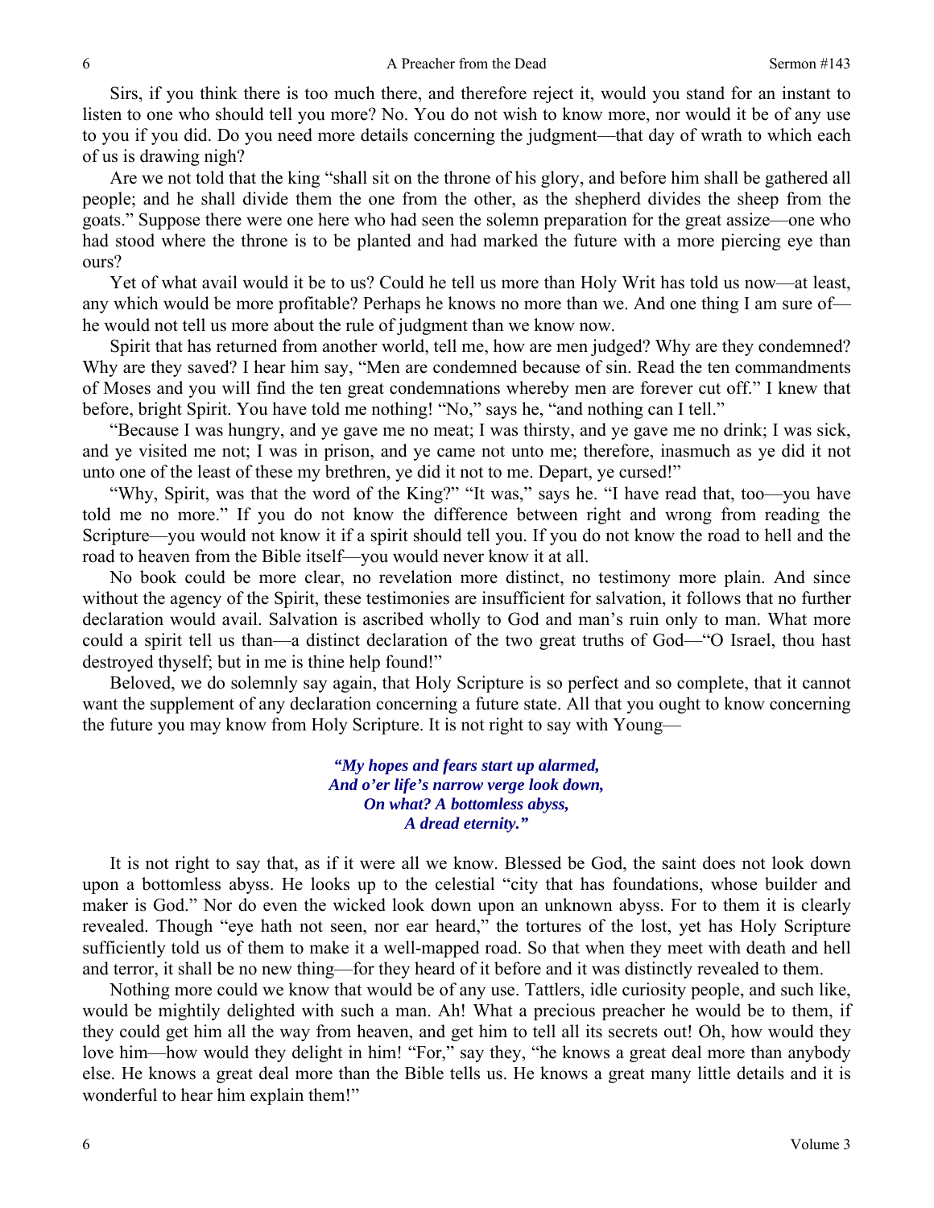Sirs, if you think there is too much there, and therefore reject it, would you stand for an instant to listen to one who should tell you more? No. You do not wish to know more, nor would it be of any use to you if you did. Do you need more details concerning the judgment—that day of wrath to which each of us is drawing nigh?

Are we not told that the king "shall sit on the throne of his glory, and before him shall be gathered all people; and he shall divide them the one from the other, as the shepherd divides the sheep from the goats." Suppose there were one here who had seen the solemn preparation for the great assize—one who had stood where the throne is to be planted and had marked the future with a more piercing eye than ours?

Yet of what avail would it be to us? Could he tell us more than Holy Writ has told us now—at least, any which would be more profitable? Perhaps he knows no more than we. And one thing I am sure of—he would not tell us more about the rule of judgment than we know now.

Spirit that has returned from another world, tell me, how are men judged? Why are they condemned? Why are they saved? I hear him say, "Men are condemned because of sin. Read the ten commandments of Moses and you will find the ten great condemnations whereby men are forever cut off." I knew that before, bright Spirit. You have told me nothing! "No," says he, "and nothing can I tell."

"Because I was hungry, and ye gave me no meat; I was thirsty, and ye gave me no drink; I was sick, and ye visited me not; I was in prison, and ye came not unto me; therefore, inasmuch as ye did it not unto one of the least of these my brethren, ye did it not to me. Depart, ye cursed!"

"Why, Spirit, was that the word of the King?" "It was," says he. "I have read that, too—you have told me no more." If you do not know the difference between right and wrong from reading the Scripture—you would not know it if a spirit should tell you. If you do not know the road to hell and the road to heaven from the Bible itself—you would never know it at all.

No book could be more clear, no revelation more distinct, no testimony more plain. And since without the agency of the Spirit, these testimonies are insufficient for salvation, it follows that no further declaration would avail. Salvation is ascribed wholly to God and man's ruin only to man. What more could a spirit tell us than—a distinct declaration of the two great truths of God—"O Israel, thou hast destroyed thyself; but in me is thine help found!"

Beloved, we do solemnly say again, that Holy Scripture is so perfect and so complete, that it cannot want the supplement of any declaration concerning a future state. All that you ought to know concerning the future you may know from Holy Scripture. It is not right to say with Young—

> ***"My hopes and fears start up alarmed,***
> ***And o'er life's narrow verge look down,***
> ***On what? A bottomless abyss,***
> ***A dread eternity."***

It is not right to say that, as if it were all we know. Blessed be God, the saint does not look down upon a bottomless abyss. He looks up to the celestial "city that has foundations, whose builder and maker is God." Nor do even the wicked look down upon an unknown abyss. For to them it is clearly revealed. Though "eye hath not seen, nor ear heard," the tortures of the lost, yet has Holy Scripture sufficiently told us of them to make it a well-mapped road. So that when they meet with death and hell and terror, it shall be no new thing—for they heard of it before and it was distinctly revealed to them.

Nothing more could we know that would be of any use. Tattlers, idle curiosity people, and such like, would be mightily delighted with such a man. Ah! What a precious preacher he would be to them, if they could get him all the way from heaven, and get him to tell all its secrets out! Oh, how would they love him—how would they delight in him! "For," say they, "he knows a great deal more than anybody else. He knows a great deal more than the Bible tells us. He knows a great many little details and it is wonderful to hear him explain them!"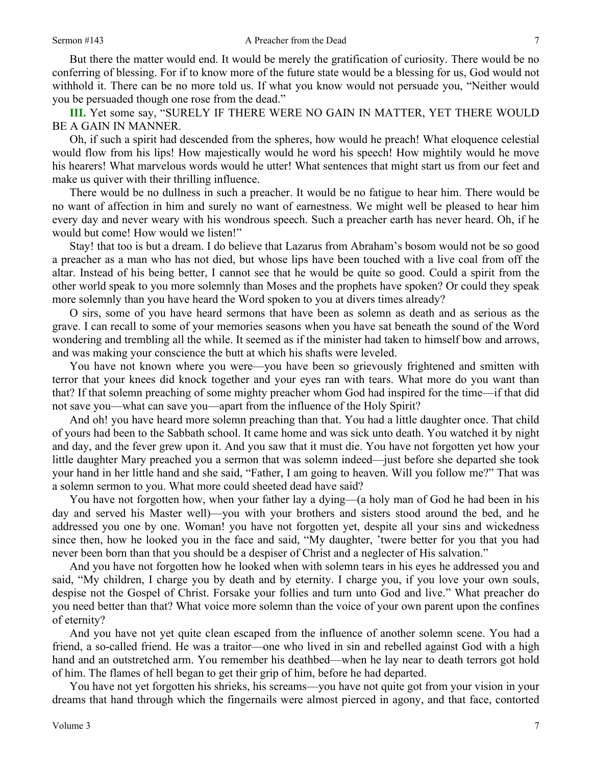But there the matter would end. It would be merely the gratification of curiosity. There would be no conferring of blessing. For if to know more of the future state would be a blessing for us, God would not withhold it. There can be no more told us. If what you know would not persuade you, "Neither would you be persuaded though one rose from the dead."

**III.** Yet some say, "SURELY IF THERE WERE NO GAIN IN MATTER, YET THERE WOULD BE A GAIN IN MANNER.

Oh, if such a spirit had descended from the spheres, how would he preach! What eloquence celestial would flow from his lips! How majestically would he word his speech! How mightily would he move his hearers! What marvelous words would he utter! What sentences that might start us from our feet and make us quiver with their thrilling influence.

There would be no dullness in such a preacher. It would be no fatigue to hear him. There would be no want of affection in him and surely no want of earnestness. We might well be pleased to hear him every day and never weary with his wondrous speech. Such a preacher earth has never heard. Oh, if he would but come! How would we listen!"

Stay! that too is but a dream. I do believe that Lazarus from Abraham's bosom would not be so good a preacher as a man who has not died, but whose lips have been touched with a live coal from off the altar. Instead of his being better, I cannot see that he would be quite so good. Could a spirit from the other world speak to you more solemnly than Moses and the prophets have spoken? Or could they speak more solemnly than you have heard the Word spoken to you at divers times already?

O sirs, some of you have heard sermons that have been as solemn as death and as serious as the grave. I can recall to some of your memories seasons when you have sat beneath the sound of the Word wondering and trembling all the while. It seemed as if the minister had taken to himself bow and arrows, and was making your conscience the butt at which his shafts were leveled.

You have not known where you were—you have been so grievously frightened and smitten with terror that your knees did knock together and your eyes ran with tears. What more do you want than that? If that solemn preaching of some mighty preacher whom God had inspired for the time—if that did not save you—what can save you—apart from the influence of the Holy Spirit?

And oh! you have heard more solemn preaching than that. You had a little daughter once. That child of yours had been to the Sabbath school. It came home and was sick unto death. You watched it by night and day, and the fever grew upon it. And you saw that it must die. You have not forgotten yet how your little daughter Mary preached you a sermon that was solemn indeed—just before she departed she took your hand in her little hand and she said, "Father, I am going to heaven. Will you follow me?" That was a solemn sermon to you. What more could sheeted dead have said?

You have not forgotten how, when your father lay a dying—(a holy man of God he had been in his day and served his Master well)—you with your brothers and sisters stood around the bed, and he addressed you one by one. Woman! you have not forgotten yet, despite all your sins and wickedness since then, how he looked you in the face and said, "My daughter, 'twere better for you that you had never been born than that you should be a despiser of Christ and a neglecter of His salvation."

And you have not forgotten how he looked when with solemn tears in his eyes he addressed you and said, "My children, I charge you by death and by eternity. I charge you, if you love your own souls, despise not the Gospel of Christ. Forsake your follies and turn unto God and live." What preacher do you need better than that? What voice more solemn than the voice of your own parent upon the confines of eternity?

And you have not yet quite clean escaped from the influence of another solemn scene. You had a friend, a so-called friend. He was a traitor—one who lived in sin and rebelled against God with a high hand and an outstretched arm. You remember his deathbed—when he lay near to death terrors got hold of him. The flames of hell began to get their grip of him, before he had departed.

You have not yet forgotten his shrieks, his screams—you have not quite got from your vision in your dreams that hand through which the fingernails were almost pierced in agony, and that face, contorted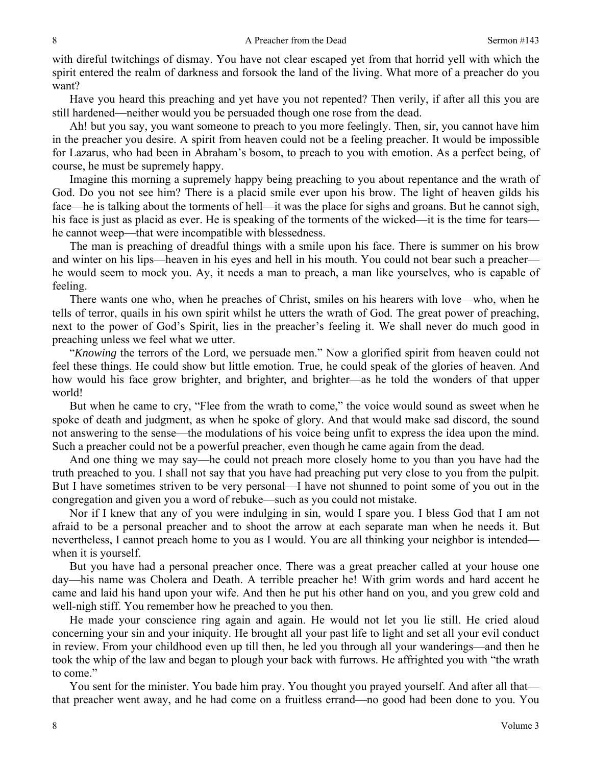with direful twitchings of dismay. You have not clear escaped yet from that horrid yell with which the spirit entered the realm of darkness and forsook the land of the living. What more of a preacher do you want?

Have you heard this preaching and yet have you not repented? Then verily, if after all this you are still hardened—neither would you be persuaded though one rose from the dead.

Ah! but you say, you want someone to preach to you more feelingly. Then, sir, you cannot have him in the preacher you desire. A spirit from heaven could not be a feeling preacher. It would be impossible for Lazarus, who had been in Abraham's bosom, to preach to you with emotion. As a perfect being, of course, he must be supremely happy.

Imagine this morning a supremely happy being preaching to you about repentance and the wrath of God. Do you not see him? There is a placid smile ever upon his brow. The light of heaven gilds his face—he is talking about the torments of hell—it was the place for sighs and groans. But he cannot sigh, his face is just as placid as ever. He is speaking of the torments of the wicked—it is the time for tears—he cannot weep—that were incompatible with blessedness.

The man is preaching of dreadful things with a smile upon his face. There is summer on his brow and winter on his lips—heaven in his eyes and hell in his mouth. You could not bear such a preacher—he would seem to mock you. Ay, it needs a man to preach, a man like yourselves, who is capable of feeling.

There wants one who, when he preaches of Christ, smiles on his hearers with love—who, when he tells of terror, quails in his own spirit whilst he utters the wrath of God. The great power of preaching, next to the power of God's Spirit, lies in the preacher's feeling it. We shall never do much good in preaching unless we feel what we utter.

"*Knowing* the terrors of the Lord, we persuade men." Now a glorified spirit from heaven could not feel these things. He could show but little emotion. True, he could speak of the glories of heaven. And how would his face grow brighter, and brighter, and brighter—as he told the wonders of that upper world!

But when he came to cry, "Flee from the wrath to come," the voice would sound as sweet when he spoke of death and judgment, as when he spoke of glory. And that would make sad discord, the sound not answering to the sense—the modulations of his voice being unfit to express the idea upon the mind. Such a preacher could not be a powerful preacher, even though he came again from the dead.

And one thing we may say—he could not preach more closely home to you than you have had the truth preached to you. I shall not say that you have had preaching put very close to you from the pulpit. But I have sometimes striven to be very personal—I have not shunned to point some of you out in the congregation and given you a word of rebuke—such as you could not mistake.

Nor if I knew that any of you were indulging in sin, would I spare you. I bless God that I am not afraid to be a personal preacher and to shoot the arrow at each separate man when he needs it. But nevertheless, I cannot preach home to you as I would. You are all thinking your neighbor is intended—when it is yourself.

But you have had a personal preacher once. There was a great preacher called at your house one day—his name was Cholera and Death. A terrible preacher he! With grim words and hard accent he came and laid his hand upon your wife. And then he put his other hand on you, and you grew cold and well-nigh stiff. You remember how he preached to you then.

He made your conscience ring again and again. He would not let you lie still. He cried aloud concerning your sin and your iniquity. He brought all your past life to light and set all your evil conduct in review. From your childhood even up till then, he led you through all your wanderings—and then he took the whip of the law and began to plough your back with furrows. He affrighted you with "the wrath to come."

You sent for the minister. You bade him pray. You thought you prayed yourself. And after all that—that preacher went away, and he had come on a fruitless errand—no good had been done to you. You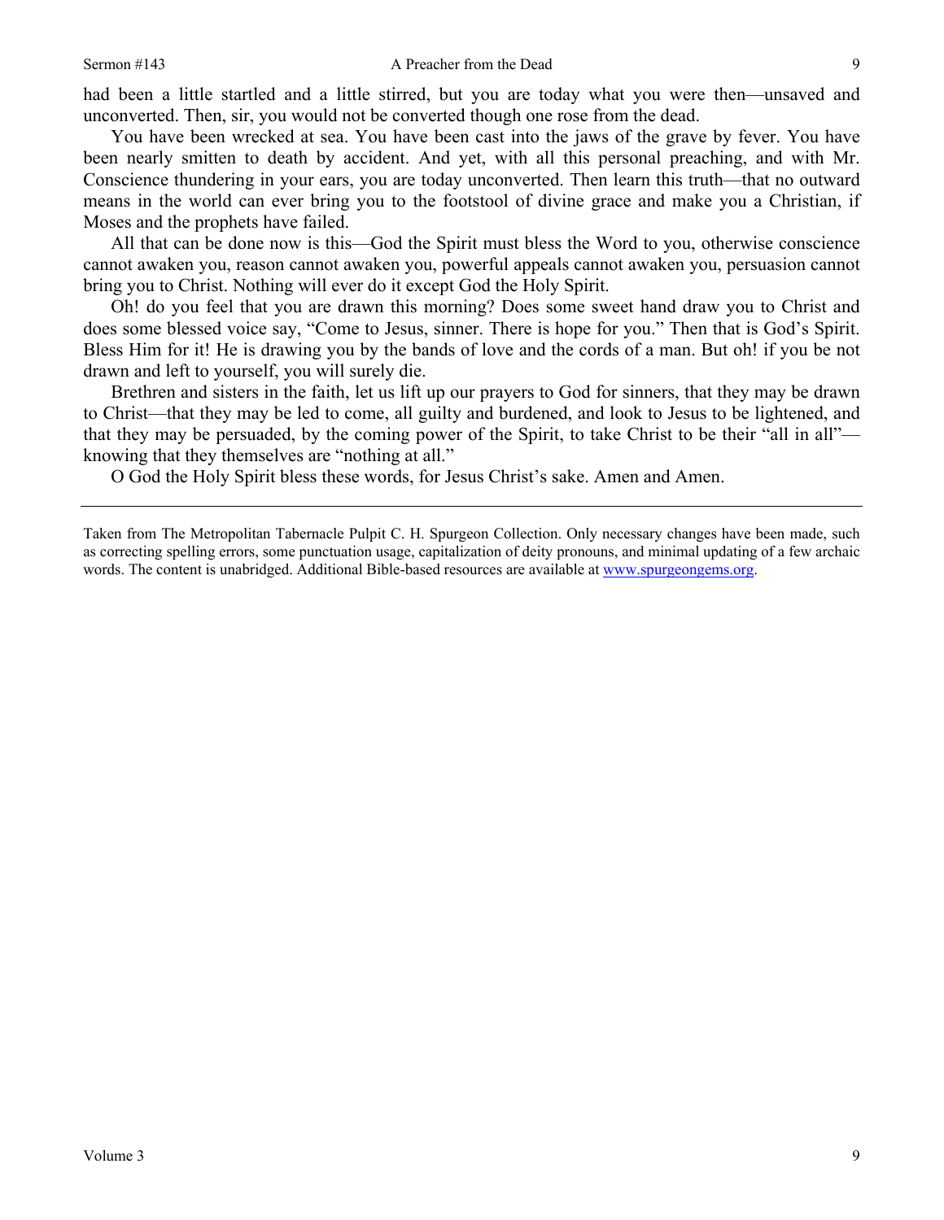had been a little startled and a little stirred, but you are today what you were then—unsaved and unconverted. Then, sir, you would not be converted though one rose from the dead.

You have been wrecked at sea. You have been cast into the jaws of the grave by fever. You have been nearly smitten to death by accident. And yet, with all this personal preaching, and with Mr. Conscience thundering in your ears, you are today unconverted. Then learn this truth—that no outward means in the world can ever bring you to the footstool of divine grace and make you a Christian, if Moses and the prophets have failed.

All that can be done now is this—God the Spirit must bless the Word to you, otherwise conscience cannot awaken you, reason cannot awaken you, powerful appeals cannot awaken you, persuasion cannot bring you to Christ. Nothing will ever do it except God the Holy Spirit.

Oh! do you feel that you are drawn this morning? Does some sweet hand draw you to Christ and does some blessed voice say, "Come to Jesus, sinner. There is hope for you." Then that is God's Spirit. Bless Him for it! He is drawing you by the bands of love and the cords of a man. But oh! if you be not drawn and left to yourself, you will surely die.

Brethren and sisters in the faith, let us lift up our prayers to God for sinners, that they may be drawn to Christ—that they may be led to come, all guilty and burdened, and look to Jesus to be lightened, and that they may be persuaded, by the coming power of the Spirit, to take Christ to be their "all in all"—knowing that they themselves are "nothing at all."

O God the Holy Spirit bless these words, for Jesus Christ's sake. Amen and Amen.

---

Taken from The Metropolitan Tabernacle Pulpit C. H. Spurgeon Collection. Only necessary changes have been made, such as correcting spelling errors, some punctuation usage, capitalization of deity pronouns, and minimal updating of a few archaic words. The content is unabridged. Additional Bible-based resources are available at www.spurgeongems.org.